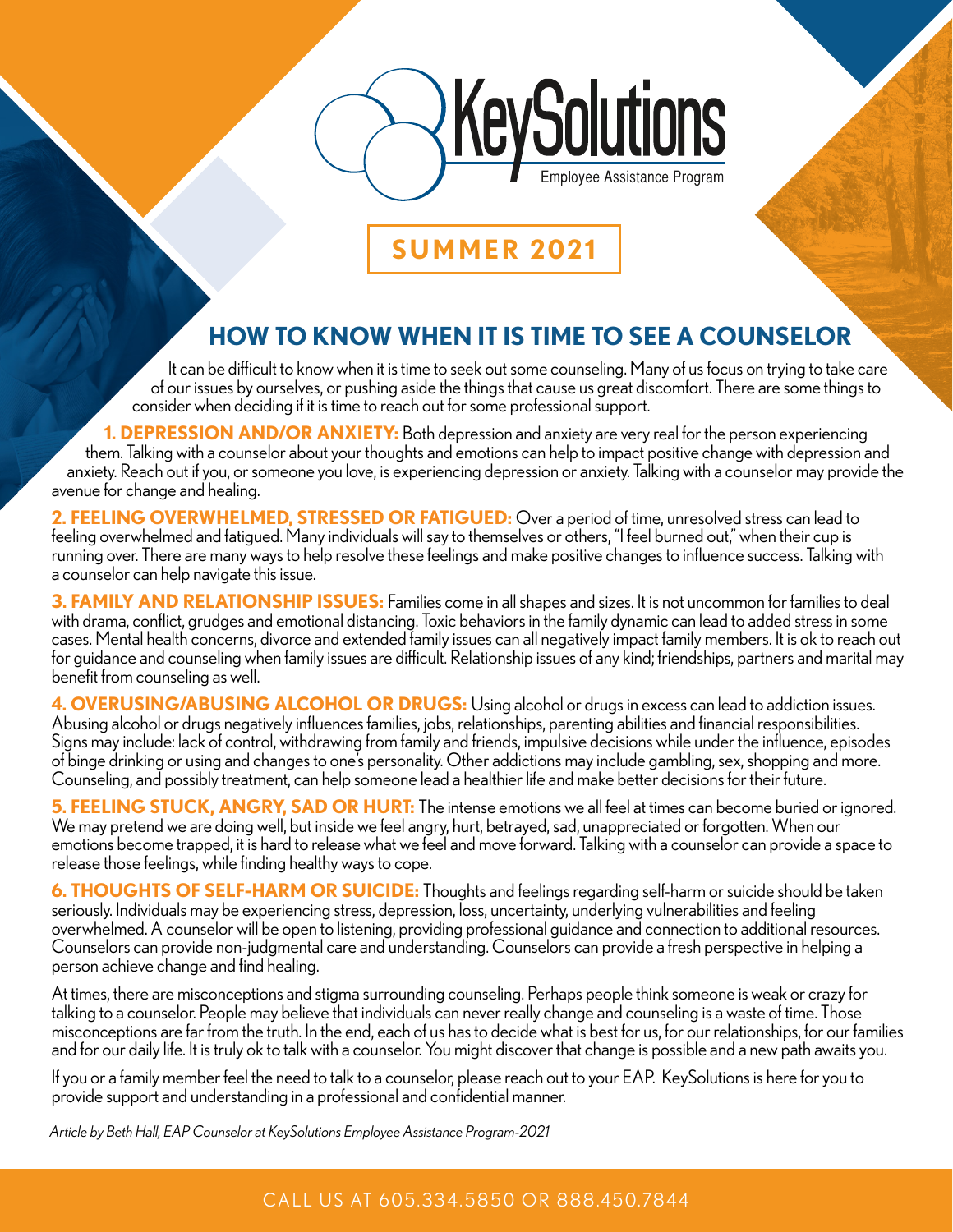KeySolutions

Employee Assistance Program

**SUMMER 2021**

## HOW TO KNOW WHEN IT IS TIME TO SEE A COUNSELOR

It can be difficult to know when it is time to seek out some counseling. Many of us focus on trying to take care of our issues by ourselves, or pushing aside the things that cause us great discomfort. There are some things to consider when deciding if it is time to reach out for some professional support.

**1. DEPRESSION AND/OR ANXIETY:** Both depression and anxiety are very real for the person experiencing them. Talking with a counselor about your thoughts and emotions can help to impact positive change with depression and anxiety. Reach out if you, or someone you love, is experiencing depression or anxiety. Talking with a counselor may provide the avenue for change and healing.

**2. FEELING OVERWHELMED, STRESSED OR FATIGUED:** Over a period of time, unresolved stress can lead to feeling overwhelmed and fatigued. Many individuals will say to themselves or others, "I feel burned out," when their cup is running over. There are many ways to help resolve these feelings and make positive changes to influence success. Talking with a counselor can help navigate this issue.

**3. FAMILY AND RELATIONSHIP ISSUES:** Families come in all shapes and sizes. It is not uncommon for families to deal with drama, conflict, grudges and emotional distancing. Toxic behaviors in the family dynamic can lead to added stress in some cases. Mental health concerns, divorce and extended family issues can all negatively impact family members. It is ok to reach out for guidance and counseling when family issues are difficult. Relationship issues of any kind; friendships, partners and marital may benefit from counseling as well.

**4. OVERUSING/ABUSING ALCOHOL OR DRUGS:** Using alcohol or drugs in excess can lead to addiction issues. Abusing alcohol or drugs negatively influences families, jobs, relationships, parenting abilities and financial responsibilities. Signs may include: lack of control, withdrawing from family and friends, impulsive decisions while under the influence, episodes of binge drinking or using and changes to one's personality. Other addictions may include gambling, sex, shopping and more. Counseling, and possibly treatment, can help someone lead a healthier life and make better decisions for their future.

**5. FEELING STUCK, ANGRY, SAD OR HURT:** The intense emotions we all feel at times can become buried or ignored. We may pretend we are doing well, but inside we feel angry, hurt, betrayed, sad, unappreciated or forgotten. When our emotions become trapped, it is hard to release what we feel and move forward. Talking with a counselor can provide a space to release those feelings, while finding healthy ways to cope.

**6. THOUGHTS OF SELF-HARM OR SUICIDE:** Thoughts and feelings regarding self-harm or suicide should be taken seriously. Individuals may be experiencing stress, depression, loss, uncertainty, underlying vulnerabilities and feeling overwhelmed. A counselor will be open to listening, providing professional guidance and connection to additional resources. Counselors can provide non-judgmental care and understanding. Counselors can provide a fresh perspective in helping a person achieve change and find healing.

At times, there are misconceptions and stigma surrounding counseling. Perhaps people think someone is weak or crazy for talking to a counselor. People may believe that individuals can never really change and counseling is a waste of time. Those misconceptions are far from the truth. In the end, each of us has to decide what is best for us, for our relationships, for our families and for our daily life. It is truly ok to talk with a counselor. You might discover that change is possible and a new path awaits you.

If you or a family member feel the need to talk to a counselor, please reach out to your EAP. KeySolutions is here for you to provide support and understanding in a professional and confidential manner.

*Article by Beth Hall, EAP Counselor at KeySolutions Employee Assistance Program-2021*

CALL US AT 605.334.5850 OR 888.450.7844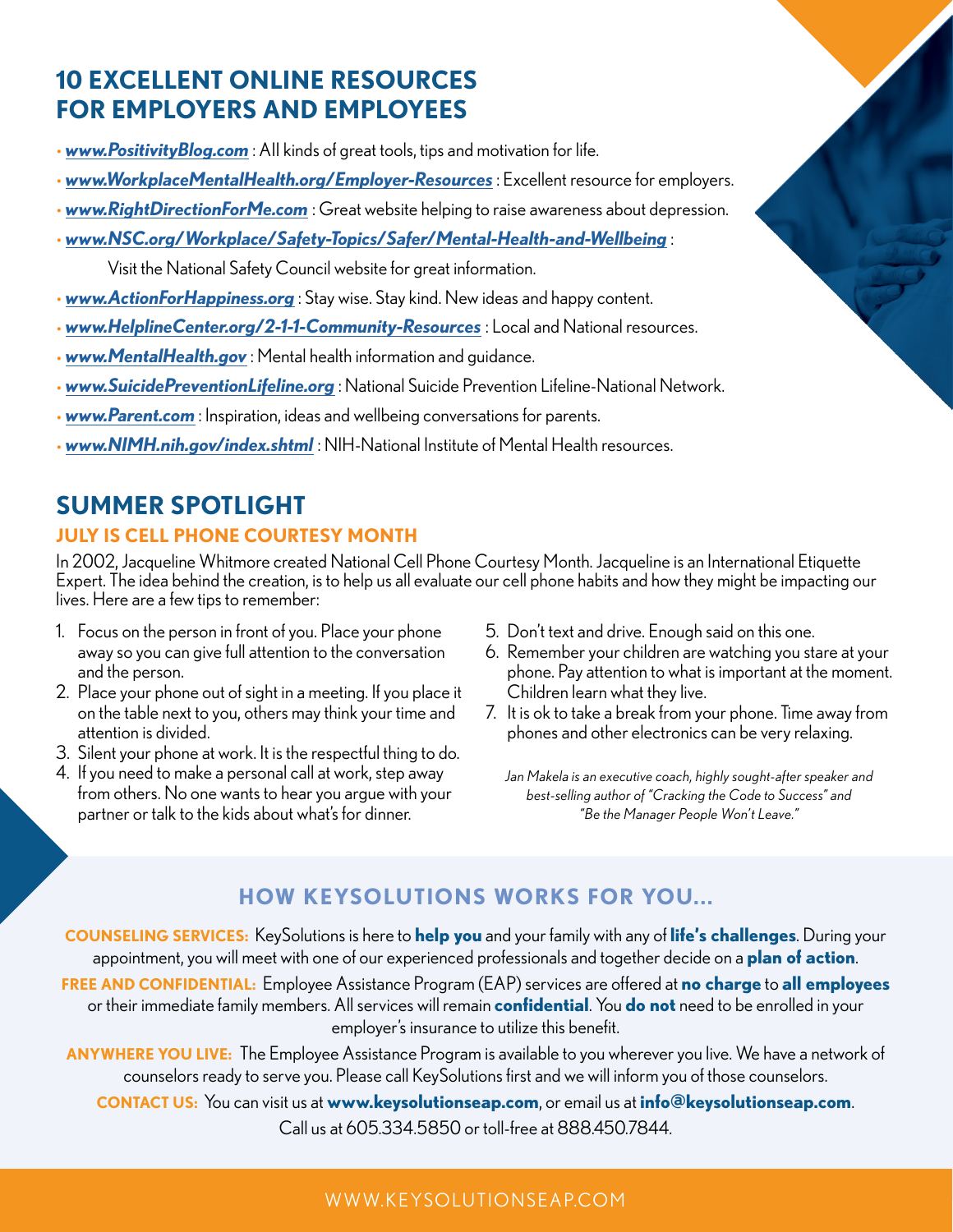## 10 EXCELLENT ONLINE RESOURCES FOR EMPLOYERS AND EMPLOYEES

- ***www.PositivityBlog.com*** : All kinds of great tools, tips and motivation for life.
- ***www.WorkplaceMentalHealth.org/Employer-Resources*** : Excellent resource for employers.
- ***www.RightDirectionForMe.com*** : Great website helping to raise awareness about depression.
- ***www.NSC.org/Workplace/Safety-Topics/Safer/Mental-Health-and-Wellbeing*** :
  Visit the National Safety Council website for great information.
- ***www.ActionForHappiness.org*** : Stay wise. Stay kind. New ideas and happy content.
- ***www.HelplineCenter.org/2-1-1-Community-Resources*** : Local and National resources.
- ***www.MentalHealth.gov*** : Mental health information and guidance.
- ***www.SuicidePreventionLifeline.org*** : National Suicide Prevention Lifeline-National Network.
- ***www.Parent.com*** : Inspiration, ideas and wellbeing conversations for parents.
- ***www.NIMH.nih.gov/index.shtml*** : NIH-National Institute of Mental Health resources.

## SUMMER SPOTLIGHT

### JULY IS CELL PHONE COURTESY MONTH

In 2002, Jacqueline Whitmore created National Cell Phone Courtesy Month. Jacqueline is an International Etiquette Expert. The idea behind the creation, is to help us all evaluate our cell phone habits and how they might be impacting our lives. Here are a few tips to remember:

1. Focus on the person in front of you. Place your phone away so you can give full attention to the conversation and the person.
2. Place your phone out of sight in a meeting. If you place it on the table next to you, others may think your time and attention is divided.
3. Silent your phone at work. It is the respectful thing to do.
4. If you need to make a personal call at work, step away from others. No one wants to hear you argue with your partner or talk to the kids about what's for dinner.
5. Don't text and drive. Enough said on this one.
6. Remember your children are watching you stare at your phone. Pay attention to what is important at the moment. Children learn what they live.
7. It is ok to take a break from your phone. Time away from phones and other electronics can be very relaxing.

*Jan Makela is an executive coach, highly sought-after speaker and best-selling author of "Cracking the Code to Success" and "Be the Manager People Won't Leave."*

## HOW KEYSOLUTIONS WORKS FOR YOU...

**COUNSELING SERVICES:** KeySolutions is here to **help you** and your family with any of **life's challenges**. During your appointment, you will meet with one of our experienced professionals and together decide on a **plan of action**.

**FREE AND CONFIDENTIAL:** Employee Assistance Program (EAP) services are offered at **no charge** to **all employees** or their immediate family members. All services will remain **confidential**. You **do not** need to be enrolled in your employer's insurance to utilize this benefit.

**ANYWHERE YOU LIVE:** The Employee Assistance Program is available to you wherever you live. We have a network of counselors ready to serve you. Please call KeySolutions first and we will inform you of those counselors.

**CONTACT US:** You can visit us at **www.keysolutionseap.com**, or email us at **info@keysolutionseap.com**. Call us at 605.334.5850 or toll-free at 888.450.7844.

WWW.KEYSOLUTIONSEAP.COM